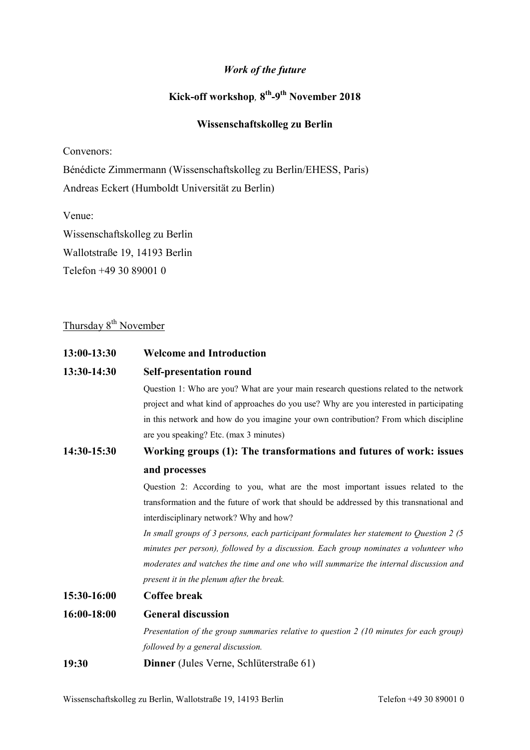# *Work of the future*

## Kick-off workshop, 8th-9th November 2018

## Wissenschaftskolleg zu Berlin

Convenors:

Bénédicte Zimmermann (Wissenschaftskolleg zu Berlin/EHESS, Paris)

Andreas Eckert (Humboldt Universität zu Berlin)

Venue:

Wissenschaftskolleg zu Berlin

Wallotstraße 19, 14193 Berlin

Telefon +49 30 89001 0

Thursday 8th November

**13:00-13:30 Welcome and Introduction**

**13:30-14:30 Self-presentation round**

Question 1: Who are you? What are your main research questions related to the network project and what kind of approaches do you use? Why are you interested in participating in this network and how do you imagine your own contribution? From which discipline are you speaking? Etc. (max 3 minutes)

**14:30-15:30 Working groups (1): The transformations and futures of work: issues and processes**

Question 2: According to you, what are the most important issues related to the transformation and the future of work that should be addressed by this transnational and interdisciplinary network? Why and how?

*In small groups of 3 persons, each participant formulates her statement to Question 2 (5 minutes per person), followed by a discussion. Each group nominates a volunteer who moderates and watches the time and one who will summarize the internal discussion and present it in the plenum after the break.*

**15:30-16:00 Coffee break**

**16:00-18:00 General discussion**

*Presentation of the group summaries relative to question 2 (10 minutes for each group) followed by a general discussion.*

**19:30 Dinner** (Jules Verne, Schlüterstraße 61)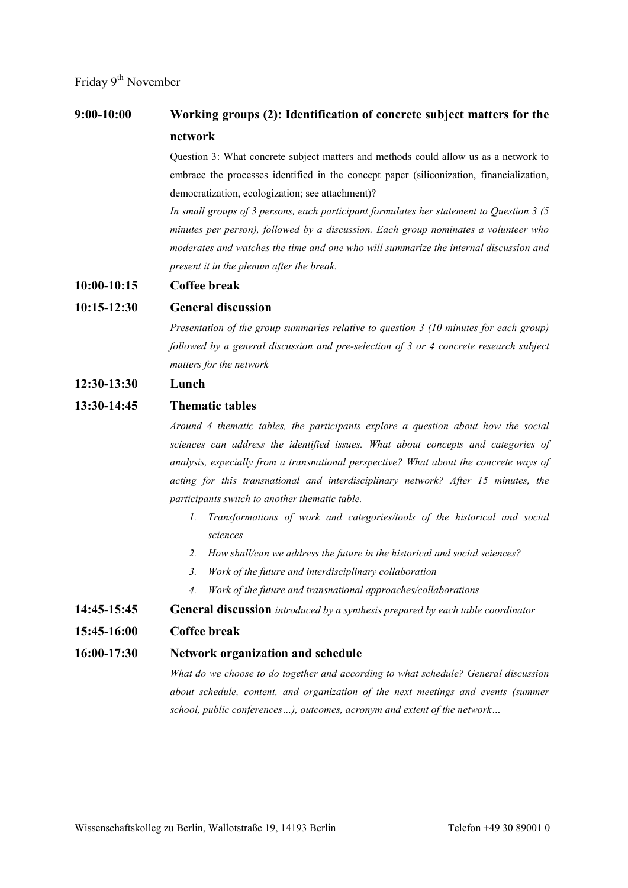Friday 9th November

**9:00-10:00 Working groups (2): Identification of concrete subject matters for the network**

Question 3: What concrete subject matters and methods could allow us as a network to embrace the processes identified in the concept paper (siliconization, financialization, democratization, ecologization; see attachment)?

*In small groups of 3 persons, each participant formulates her statement to Question 3 (5 minutes per person), followed by a discussion. Each group nominates a volunteer who moderates and watches the time and one who will summarize the internal discussion and present it in the plenum after the break.*

**10:00-10:15 Coffee break**

**10:15-12:30 General discussion**

*Presentation of the group summaries relative to question 3 (10 minutes for each group) followed by a general discussion and pre-selection of 3 or 4 concrete research subject matters for the network*

**12:30-13:30 Lunch**

**13:30-14:45 Thematic tables**

*Around 4 thematic tables, the participants explore a question about how the social sciences can address the identified issues. What about concepts and categories of analysis, especially from a transnational perspective? What about the concrete ways of acting for this transnational and interdisciplinary network? After 15 minutes, the participants switch to another thematic table.*

1. *Transformations of work and categories/tools of the historical and social sciences*
2. *How shall/can we address the future in the historical and social sciences?*
3. *Work of the future and interdisciplinary collaboration*
4. *Work of the future and transnational approaches/collaborations*

**14:45-15:45 General discussion** *introduced by a synthesis prepared by each table coordinator*

**15:45-16:00 Coffee break**

**16:00-17:30 Network organization and schedule**

*What do we choose to do together and according to what schedule? General discussion about schedule, content, and organization of the next meetings and events (summer school, public conferences…), outcomes, acronym and extent of the network…*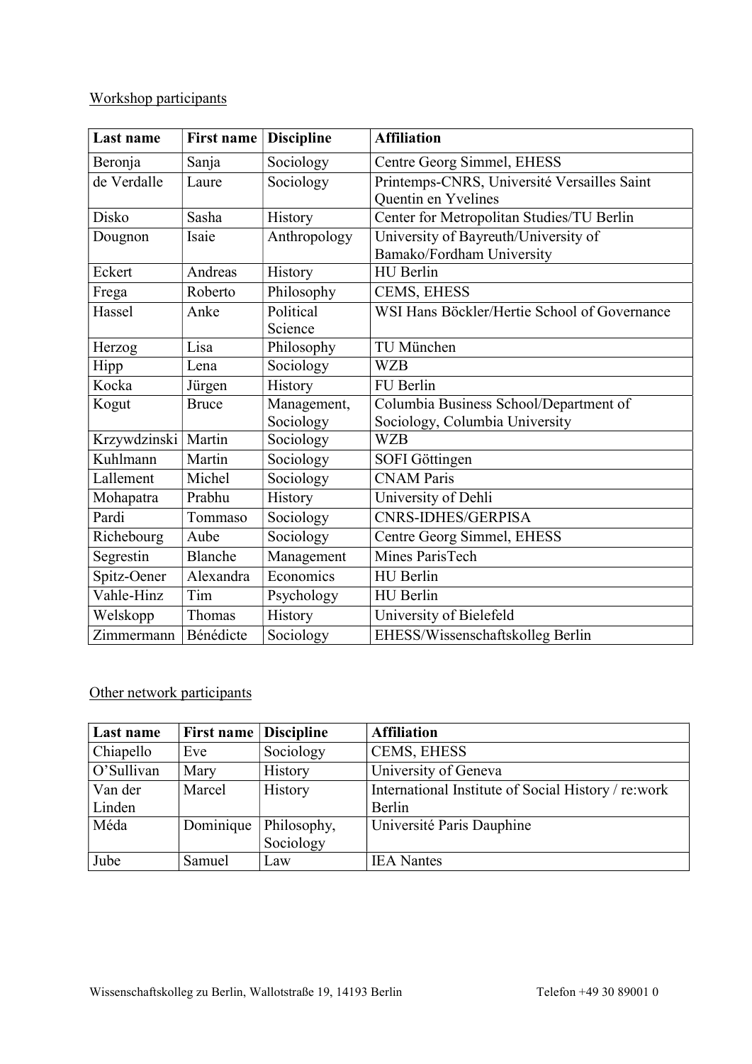Workshop participants

| Last name | First name | Discipline | Affiliation |
|---|---|---|---|
| Beronja | Sanja | Sociology | Centre Georg Simmel, EHESS |
| de Verdalle | Laure | Sociology | Printemps-CNRS, Université Versailles Saint Quentin en Yvelines |
| Disko | Sasha | History | Center for Metropolitan Studies/TU Berlin |
| Dougnon | Isaie | Anthropology | University of Bayreuth/University of Bamako/Fordham University |
| Eckert | Andreas | History | HU Berlin |
| Frega | Roberto | Philosophy | CEMS, EHESS |
| Hassel | Anke | Political Science | WSI Hans Böckler/Hertie School of Governance |
| Herzog | Lisa | Philosophy | TU München |
| Hipp | Lena | Sociology | WZB |
| Kocka | Jürgen | History | FU Berlin |
| Kogut | Bruce | Management, Sociology | Columbia Business School/Department of Sociology, Columbia University |
| Krzywdzinski | Martin | Sociology | WZB |
| Kuhlmann | Martin | Sociology | SOFI Göttingen |
| Lallement | Michel | Sociology | CNAM Paris |
| Mohapatra | Prabhu | History | University of Dehli |
| Pardi | Tommaso | Sociology | CNRS-IDHES/GERPISA |
| Richebourg | Aube | Sociology | Centre Georg Simmel, EHESS |
| Segrestin | Blanche | Management | Mines ParisTech |
| Spitz-Oener | Alexandra | Economics | HU Berlin |
| Vahle-Hinz | Tim | Psychology | HU Berlin |
| Welskopp | Thomas | History | University of Bielefeld |
| Zimmermann | Bénédicte | Sociology | EHESS/Wissenschaftskolleg Berlin |

Other network participants

| Last name | First name | Discipline | Affiliation |
|---|---|---|---|
| Chiapello | Eve | Sociology | CEMS, EHESS |
| O'Sullivan | Mary | History | University of Geneva |
| Van der Linden | Marcel | History | International Institute of Social History / re:work Berlin |
| Méda | Dominique | Philosophy, Sociology | Université Paris Dauphine |
| Jube | Samuel | Law | IEA Nantes |